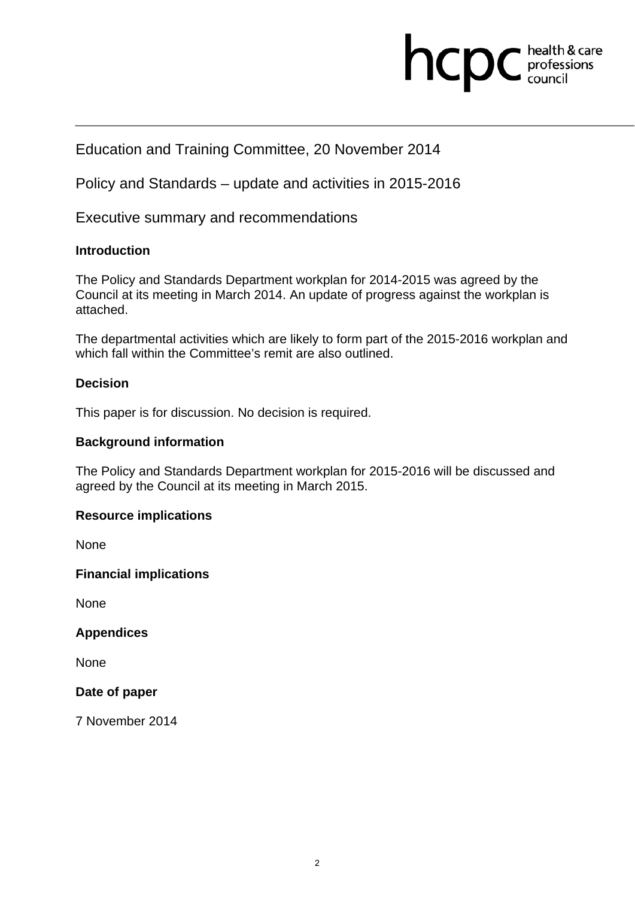hcpc health & care professions council

Education and Training Committee, 20 November 2014

Policy and Standards – update and activities in 2015-2016

Executive summary and recommendations

**Introduction**

The Policy and Standards Department workplan for 2014-2015 was agreed by the Council at its meeting in March 2014. An update of progress against the workplan is attached.

The departmental activities which are likely to form part of the 2015-2016 workplan and which fall within the Committee's remit are also outlined.

**Decision**

This paper is for discussion. No decision is required.

**Background information**

The Policy and Standards Department workplan for 2015-2016 will be discussed and agreed by the Council at its meeting in March 2015.

**Resource implications**

None

**Financial implications**

None

**Appendices**

None

**Date of paper**

7 November 2014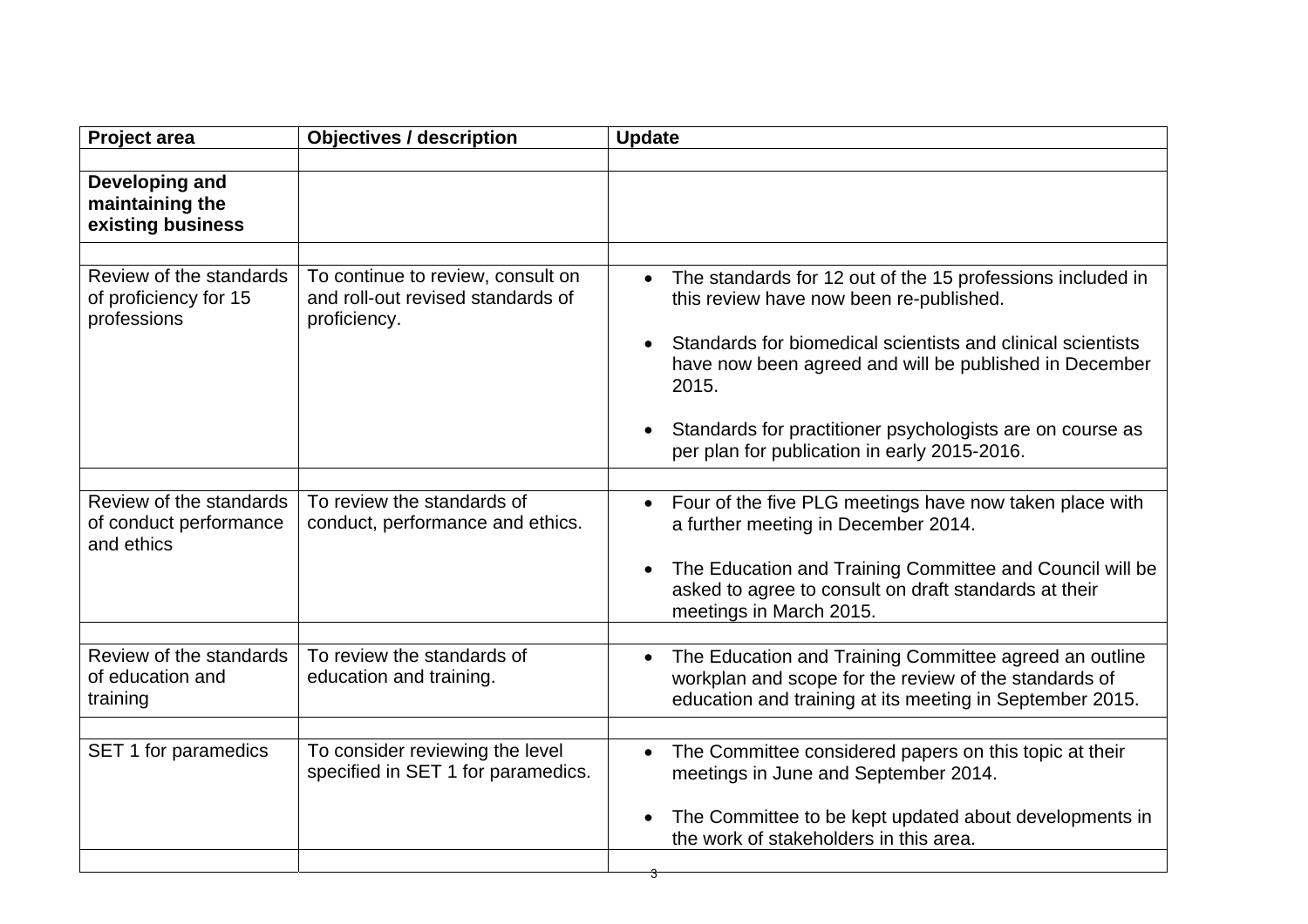| Project area | Objectives / description | Update |
|---|---|---|
| | | |
| **Developing and maintaining the existing business** | | |
| | | |
| Review of the standards of proficiency for 15 professions | To continue to review, consult on and roll-out revised standards of proficiency. | • The standards for 12 out of the 15 professions included in this review have now been re-published.<br><br>• Standards for biomedical scientists and clinical scientists have now been agreed and will be published in December 2015.<br><br>• Standards for practitioner psychologists are on course as per plan for publication in early 2015-2016. |
| | | |
| Review of the standards of conduct performance and ethics | To review the standards of conduct, performance and ethics. | • Four of the five PLG meetings have now taken place with a further meeting in December 2014.<br><br>• The Education and Training Committee and Council will be asked to agree to consult on draft standards at their meetings in March 2015. |
| | | |
| Review of the standards of education and training | To review the standards of education and training. | • The Education and Training Committee agreed an outline workplan and scope for the review of the standards of education and training at its meeting in September 2015. |
| | | |
| SET 1 for paramedics | To consider reviewing the level specified in SET 1 for paramedics. | • The Committee considered papers on this topic at their meetings in June and September 2014.<br><br>• The Committee to be kept updated about developments in the work of stakeholders in this area. |
| | | |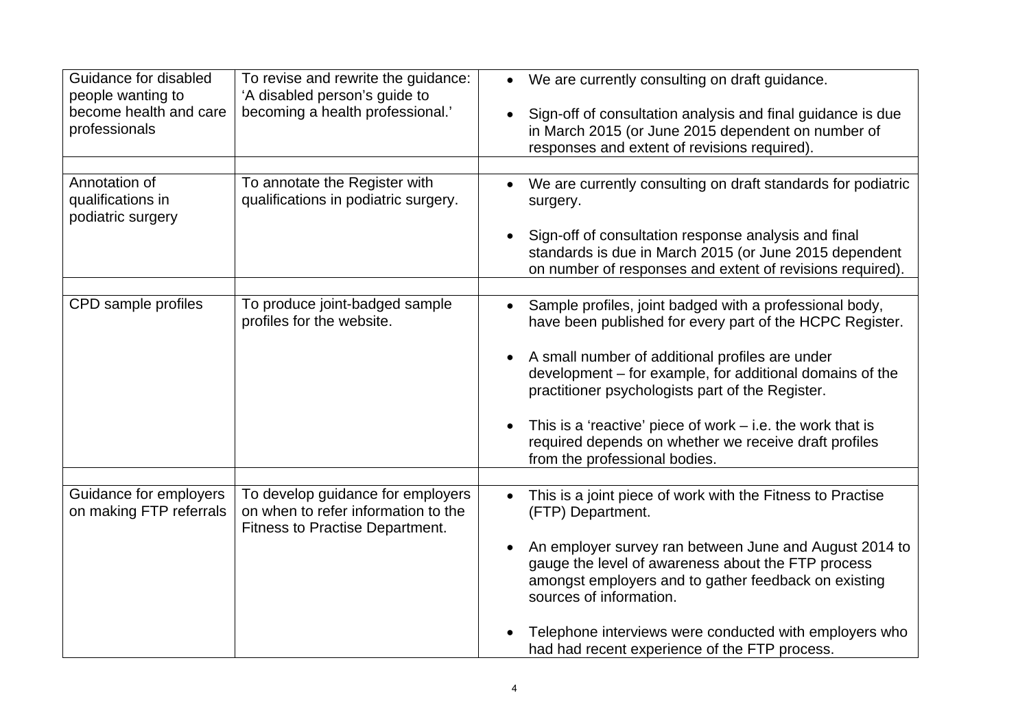| | | |
|---|---|---|
| Guidance for disabled people wanting to become health and care professionals | To revise and rewrite the guidance: 'A disabled person's guide to becoming a health professional.' | • We are currently consulting on draft guidance.<br><br>• Sign-off of consultation analysis and final guidance is due in March 2015 (or June 2015 dependent on number of responses and extent of revisions required). |
| | | |
| Annotation of qualifications in podiatric surgery | To annotate the Register with qualifications in podiatric surgery. | • We are currently consulting on draft standards for podiatric surgery.<br><br>• Sign-off of consultation response analysis and final standards is due in March 2015 (or June 2015 dependent on number of responses and extent of revisions required). |
| | | |
| CPD sample profiles | To produce joint-badged sample profiles for the website. | • Sample profiles, joint badged with a professional body, have been published for every part of the HCPC Register.<br><br>• A small number of additional profiles are under development – for example, for additional domains of the practitioner psychologists part of the Register.<br><br>• This is a 'reactive' piece of work – i.e. the work that is required depends on whether we receive draft profiles from the professional bodies. |
| | | |
| Guidance for employers on making FTP referrals | To develop guidance for employers on when to refer information to the Fitness to Practise Department. | • This is a joint piece of work with the Fitness to Practise (FTP) Department.<br><br>• An employer survey ran between June and August 2014 to gauge the level of awareness about the FTP process amongst employers and to gather feedback on existing sources of information.<br><br>• Telephone interviews were conducted with employers who had had recent experience of the FTP process. |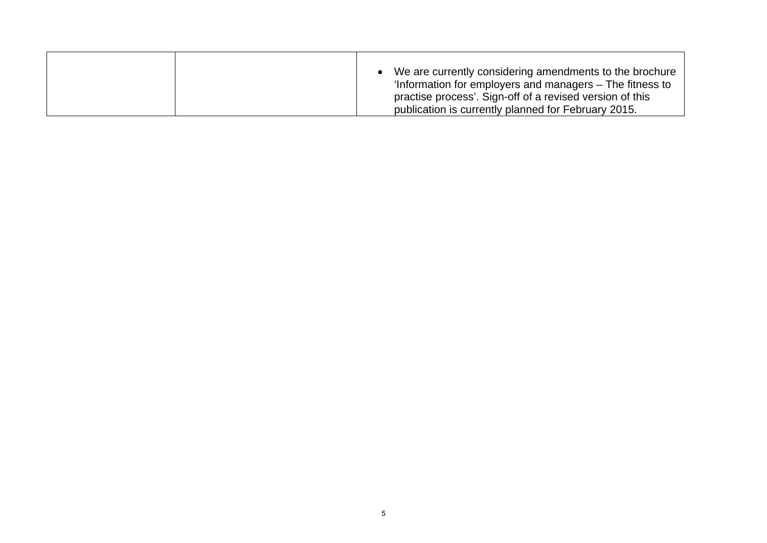|  |  |  |
|---|---|---|
|  |  | • We are currently considering amendments to the brochure 'Information for employers and managers – The fitness to practise process'. Sign-off of a revised version of this publication is currently planned for February 2015. |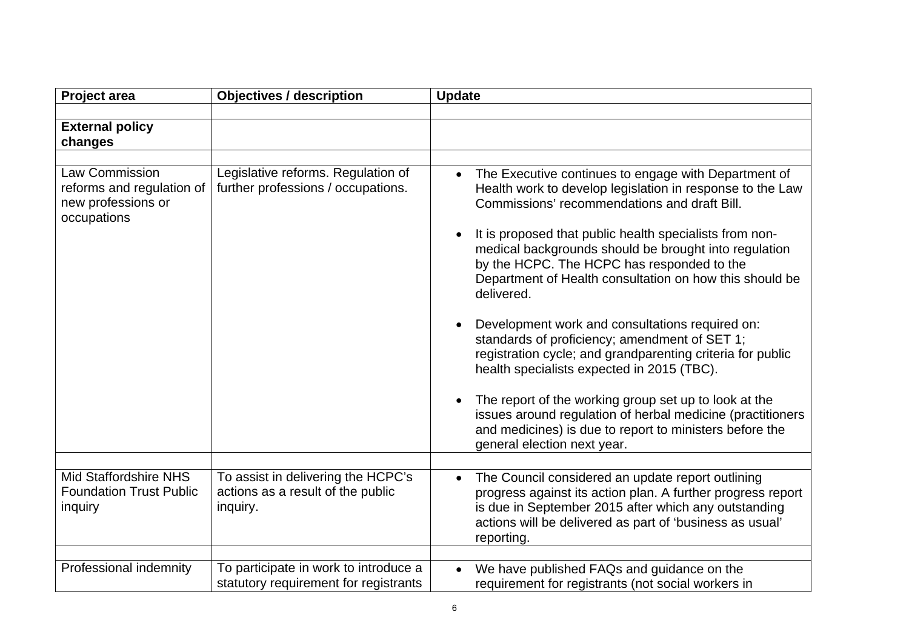| Project area | Objectives / description | Update |
|---|---|---|
| | | |
| **External policy changes** | | |
| | | |
| Law Commission reforms and regulation of new professions or occupations | Legislative reforms. Regulation of further professions / occupations. | • The Executive continues to engage with Department of Health work to develop legislation in response to the Law Commissions' recommendations and draft Bill.<br><br>• It is proposed that public health specialists from non-medical backgrounds should be brought into regulation by the HCPC. The HCPC has responded to the Department of Health consultation on how this should be delivered.<br><br>• Development work and consultations required on: standards of proficiency; amendment of SET 1; registration cycle; and grandparenting criteria for public health specialists expected in 2015 (TBC).<br><br>• The report of the working group set up to look at the issues around regulation of herbal medicine (practitioners and medicines) is due to report to ministers before the general election next year. |
| | | |
| Mid Staffordshire NHS Foundation Trust Public inquiry | To assist in delivering the HCPC's actions as a result of the public inquiry. | • The Council considered an update report outlining progress against its action plan. A further progress report is due in September 2015 after which any outstanding actions will be delivered as part of 'business as usual' reporting. |
| | | |
| Professional indemnity | To participate in work to introduce a statutory requirement for registrants | • We have published FAQs and guidance on the requirement for registrants (not social workers in |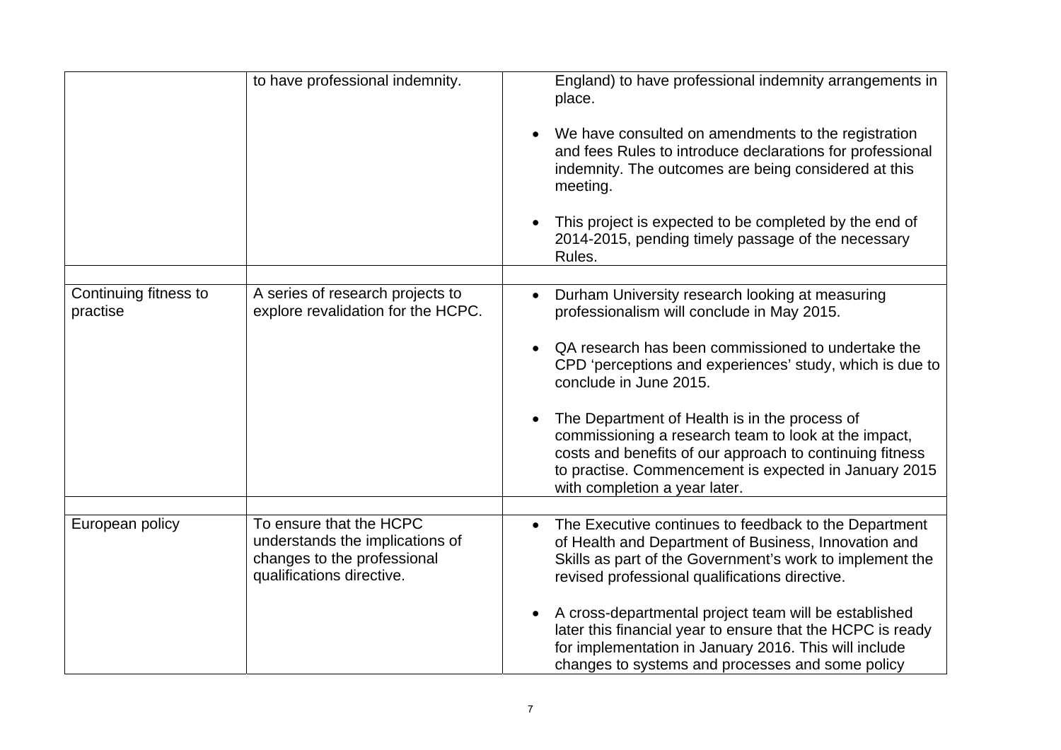| | | |
|---|---|---|
| | to have professional indemnity. | England) to have professional indemnity arrangements in place.<br><br>• We have consulted on amendments to the registration and fees Rules to introduce declarations for professional indemnity. The outcomes are being considered at this meeting.<br><br>• This project is expected to be completed by the end of 2014-2015, pending timely passage of the necessary Rules. |
| | | |
| Continuing fitness to practise | A series of research projects to explore revalidation for the HCPC. | • Durham University research looking at measuring professionalism will conclude in May 2015.<br><br>• QA research has been commissioned to undertake the CPD 'perceptions and experiences' study, which is due to conclude in June 2015.<br><br>• The Department of Health is in the process of commissioning a research team to look at the impact, costs and benefits of our approach to continuing fitness to practise. Commencement is expected in January 2015 with completion a year later. |
| | | |
| European policy | To ensure that the HCPC understands the implications of changes to the professional qualifications directive. | • The Executive continues to feedback to the Department of Health and Department of Business, Innovation and Skills as part of the Government's work to implement the revised professional qualifications directive.<br><br>• A cross-departmental project team will be established later this financial year to ensure that the HCPC is ready for implementation in January 2016. This will include changes to systems and processes and some policy |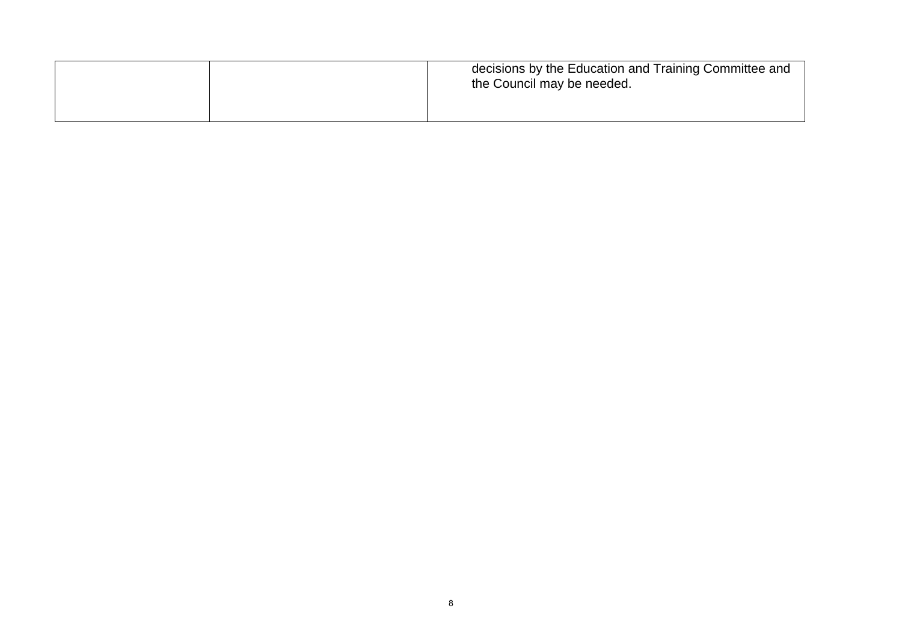| | | |
|---|---|---|
| | | decisions by the Education and Training Committee and the Council may be needed. |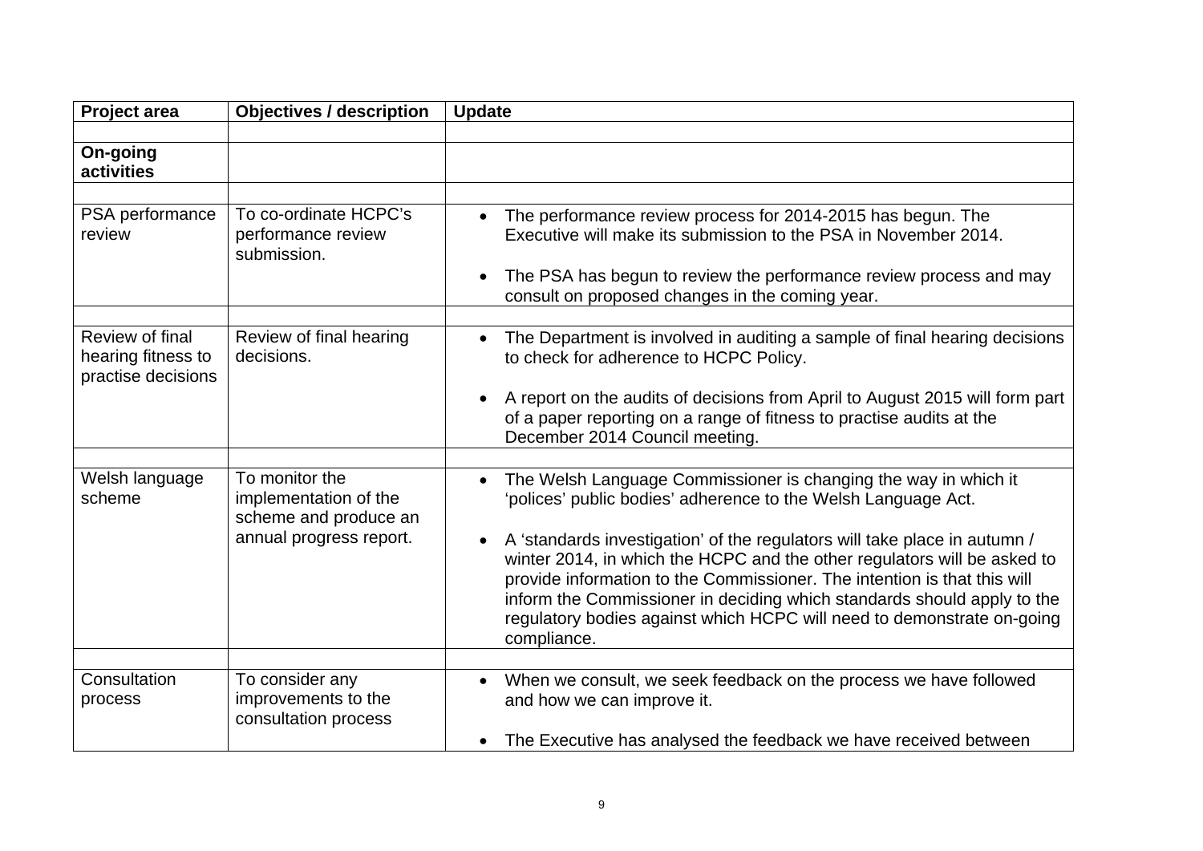| Project area | Objectives / description | Update |
|---|---|---|
| | | |
| **On-going activities** | | |
| | | |
| PSA performance review | To co-ordinate HCPC's performance review submission. | • The performance review process for 2014-2015 has begun. The Executive will make its submission to the PSA in November 2014.<br><br>• The PSA has begun to review the performance review process and may consult on proposed changes in the coming year. |
| | | |
| Review of final hearing fitness to practise decisions | Review of final hearing decisions. | • The Department is involved in auditing a sample of final hearing decisions to check for adherence to HCPC Policy.<br><br>• A report on the audits of decisions from April to August 2015 will form part of a paper reporting on a range of fitness to practise audits at the December 2014 Council meeting. |
| | | |
| Welsh language scheme | To monitor the implementation of the scheme and produce an annual progress report. | • The Welsh Language Commissioner is changing the way in which it 'polices' public bodies' adherence to the Welsh Language Act.<br><br>• A 'standards investigation' of the regulators will take place in autumn / winter 2014, in which the HCPC and the other regulators will be asked to provide information to the Commissioner. The intention is that this will inform the Commissioner in deciding which standards should apply to the regulatory bodies against which HCPC will need to demonstrate on-going compliance. |
| | | |
| Consultation process | To consider any improvements to the consultation process | • When we consult, we seek feedback on the process we have followed and how we can improve it.<br><br>• The Executive has analysed the feedback we have received between |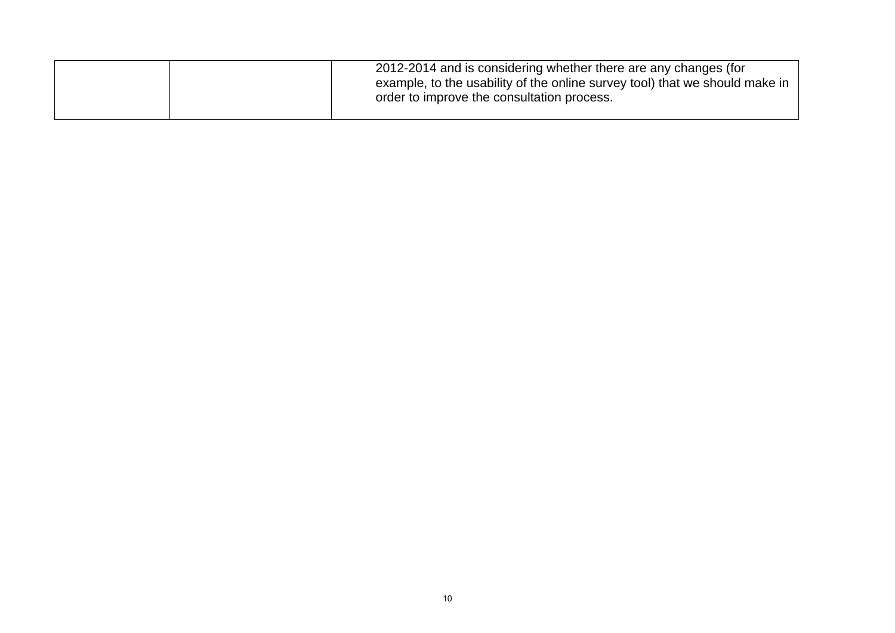| | | |
|---|---|---|
| | | 2012-2014 and is considering whether there are any changes (for example, to the usability of the online survey tool) that we should make in order to improve the consultation process. |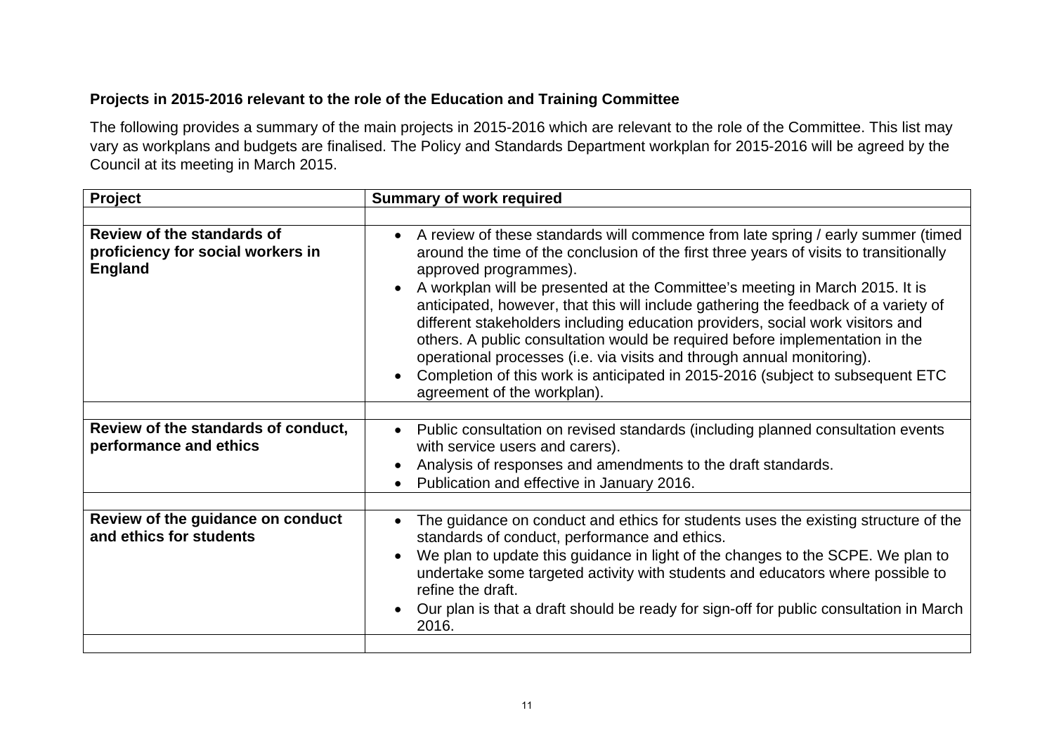### Projects in 2015-2016 relevant to the role of the Education and Training Committee

The following provides a summary of the main projects in 2015-2016 which are relevant to the role of the Committee. This list may vary as workplans and budgets are finalised. The Policy and Standards Department workplan for 2015-2016 will be agreed by the Council at its meeting in March 2015.

| Project | Summary of work required |
|---|---|
| | |
| **Review of the standards of proficiency for social workers in England** | • A review of these standards will commence from late spring / early summer (timed around the time of the conclusion of the first three years of visits to transitionally approved programmes).<br>• A workplan will be presented at the Committee's meeting in March 2015. It is anticipated, however, that this will include gathering the feedback of a variety of different stakeholders including education providers, social work visitors and others. A public consultation would be required before implementation in the operational processes (i.e. via visits and through annual monitoring).<br>• Completion of this work is anticipated in 2015-2016 (subject to subsequent ETC agreement of the workplan). |
| | |
| **Review of the standards of conduct, performance and ethics** | • Public consultation on revised standards (including planned consultation events with service users and carers).<br>• Analysis of responses and amendments to the draft standards.<br>• Publication and effective in January 2016. |
| | |
| **Review of the guidance on conduct and ethics for students** | • The guidance on conduct and ethics for students uses the existing structure of the standards of conduct, performance and ethics.<br>• We plan to update this guidance in light of the changes to the SCPE. We plan to undertake some targeted activity with students and educators where possible to refine the draft.<br>• Our plan is that a draft should be ready for sign-off for public consultation in March 2016. |
| | |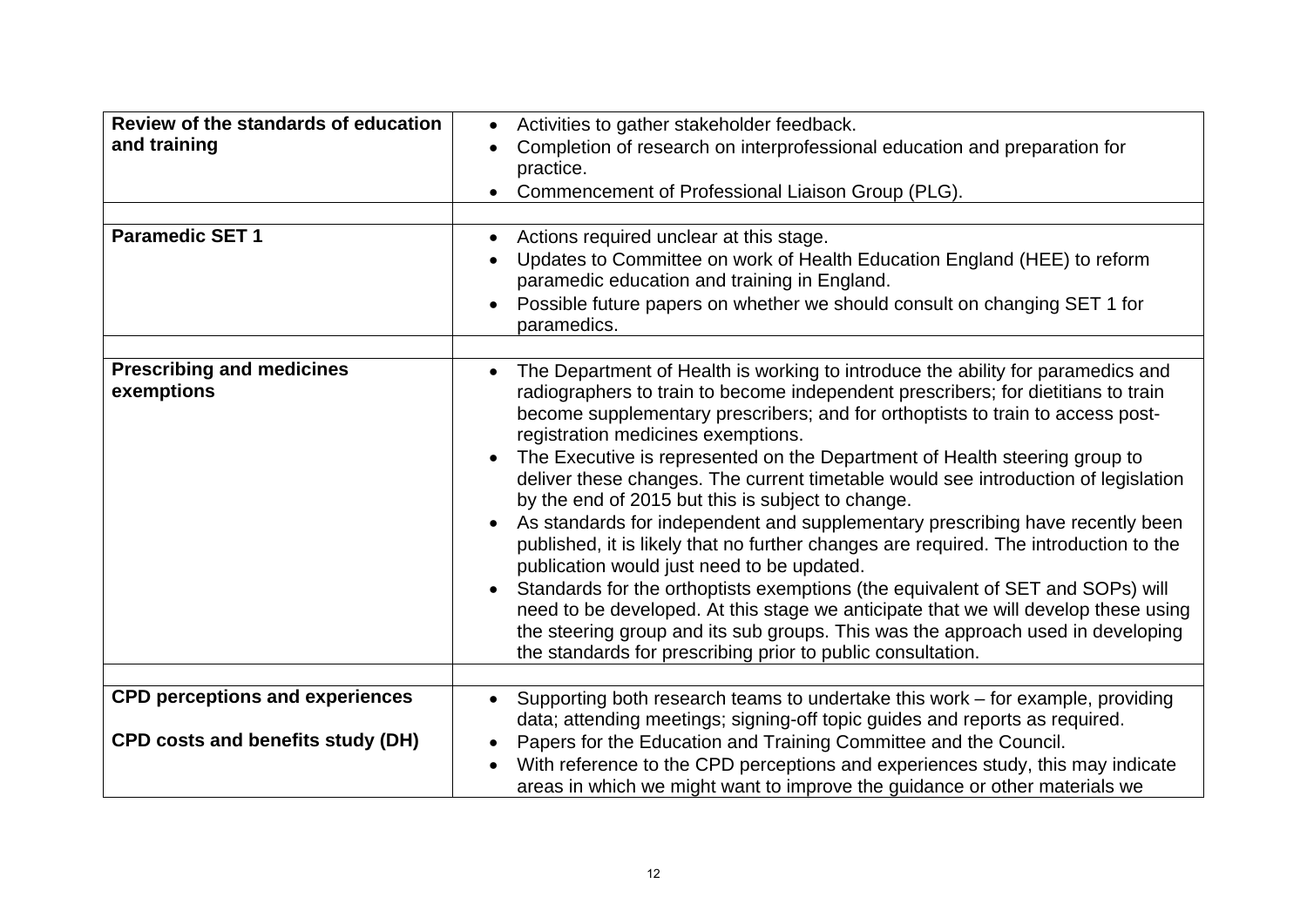| | |
|---|---|
| **Review of the standards of education and training** | • Activities to gather stakeholder feedback.<br>• Completion of research on interprofessional education and preparation for practice.<br>• Commencement of Professional Liaison Group (PLG). |
| | |
| **Paramedic SET 1** | • Actions required unclear at this stage.<br>• Updates to Committee on work of Health Education England (HEE) to reform paramedic education and training in England.<br>• Possible future papers on whether we should consult on changing SET 1 for paramedics. |
| | |
| **Prescribing and medicines exemptions** | • The Department of Health is working to introduce the ability for paramedics and radiographers to train to become independent prescribers; for dietitians to train become supplementary prescribers; and for orthoptists to train to access post-registration medicines exemptions.<br>• The Executive is represented on the Department of Health steering group to deliver these changes. The current timetable would see introduction of legislation by the end of 2015 but this is subject to change.<br>• As standards for independent and supplementary prescribing have recently been published, it is likely that no further changes are required. The introduction to the publication would just need to be updated.<br>• Standards for the orthoptists exemptions (the equivalent of SET and SOPs) will need to be developed. At this stage we anticipate that we will develop these using the steering group and its sub groups. This was the approach used in developing the standards for prescribing prior to public consultation. |
| | |
| **CPD perceptions and experiences**<br><br>**CPD costs and benefits study (DH)** | • Supporting both research teams to undertake this work – for example, providing data; attending meetings; signing-off topic guides and reports as required.<br>• Papers for the Education and Training Committee and the Council.<br>• With reference to the CPD perceptions and experiences study, this may indicate areas in which we might want to improve the guidance or other materials we |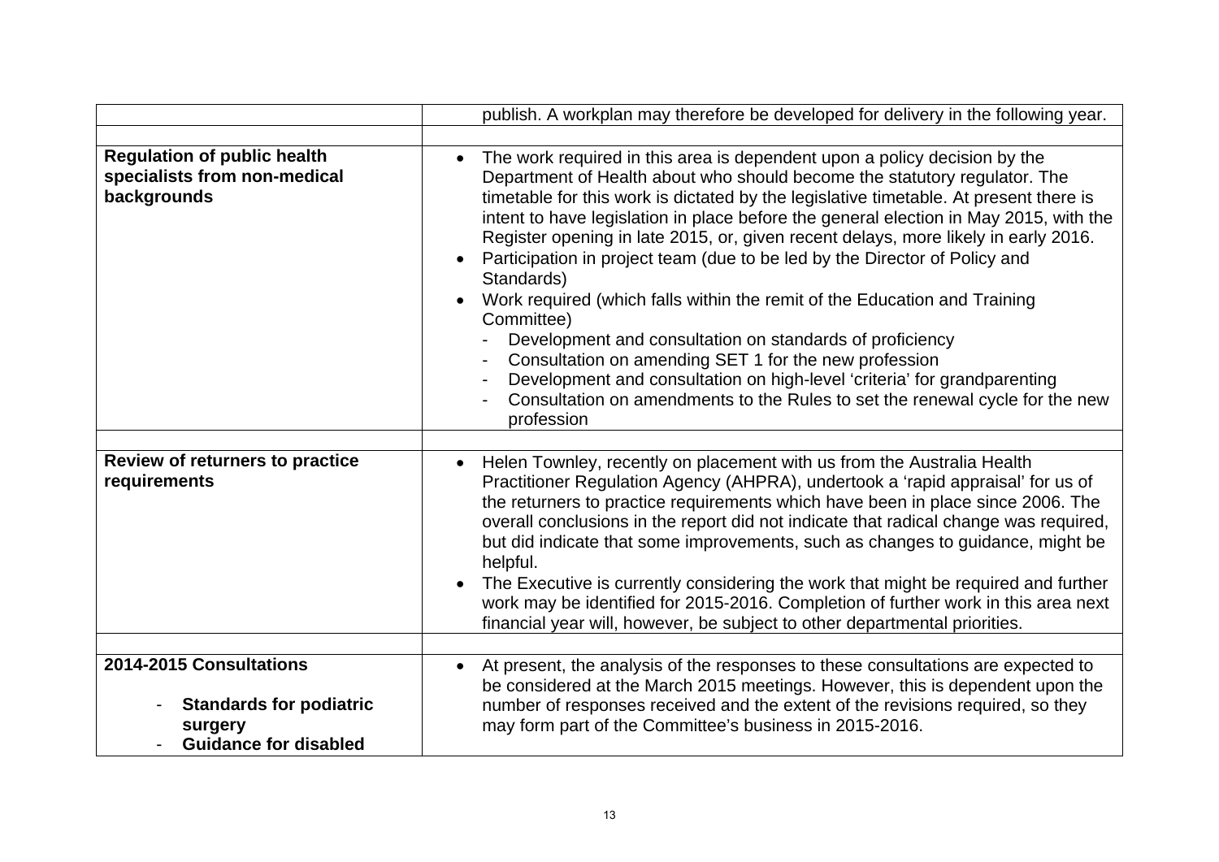| | |
|---|---|
| | publish. A workplan may therefore be developed for delivery in the following year. |
| | |
| **Regulation of public health specialists from non-medical backgrounds** | • The work required in this area is dependent upon a policy decision by the Department of Health about who should become the statutory regulator. The timetable for this work is dictated by the legislative timetable. At present there is intent to have legislation in place before the general election in May 2015, with the Register opening in late 2015, or, given recent delays, more likely in early 2016.<br>• Participation in project team (due to be led by the Director of Policy and Standards)<br>• Work required (which falls within the remit of the Education and Training Committee)<br>- Development and consultation on standards of proficiency<br>- Consultation on amending SET 1 for the new profession<br>- Development and consultation on high-level 'criteria' for grandparenting<br>- Consultation on amendments to the Rules to set the renewal cycle for the new profession |
| | |
| **Review of returners to practice requirements** | • Helen Townley, recently on placement with us from the Australia Health Practitioner Regulation Agency (AHPRA), undertook a 'rapid appraisal' for us of the returners to practice requirements which have been in place since 2006. The overall conclusions in the report did not indicate that radical change was required, but did indicate that some improvements, such as changes to guidance, might be helpful.<br>• The Executive is currently considering the work that might be required and further work may be identified for 2015-2016. Completion of further work in this area next financial year will, however, be subject to other departmental priorities. |
| | |
| **2014-2015 Consultations**<br>- **Standards for podiatric surgery**<br>- **Guidance for disabled** | • At present, the analysis of the responses to these consultations are expected to be considered at the March 2015 meetings. However, this is dependent upon the number of responses received and the extent of the revisions required, so they may form part of the Committee's business in 2015-2016. |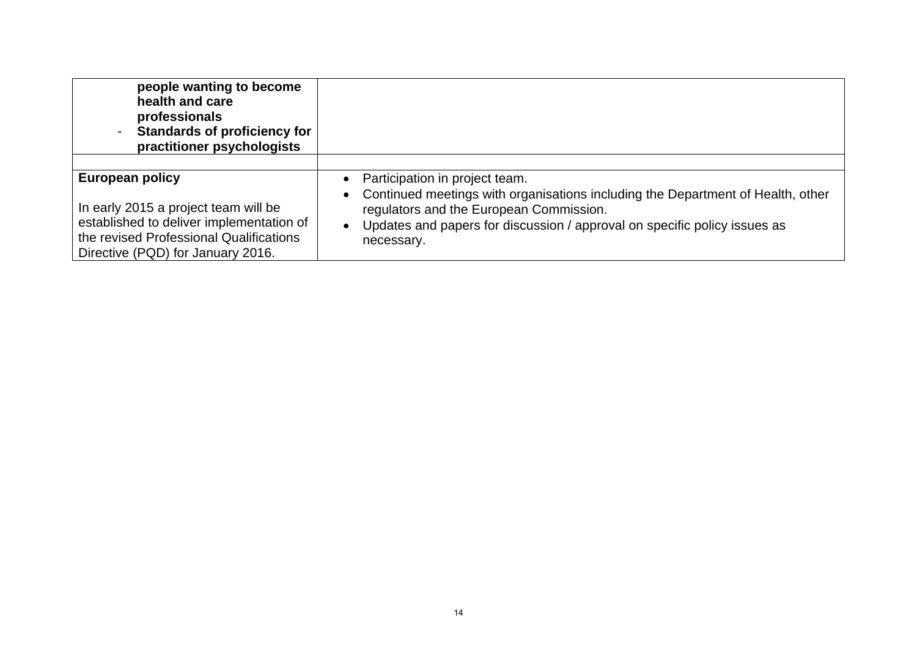| | |
|---|---|
| **people wanting to become health and care professionals**<br>- **Standards of proficiency for practitioner psychologists** | |
| | |
| **European policy**<br><br>In early 2015 a project team will be established to deliver implementation of the revised Professional Qualifications Directive (PQD) for January 2016. | • Participation in project team.<br>• Continued meetings with organisations including the Department of Health, other regulators and the European Commission.<br>• Updates and papers for discussion / approval on specific policy issues as necessary. |